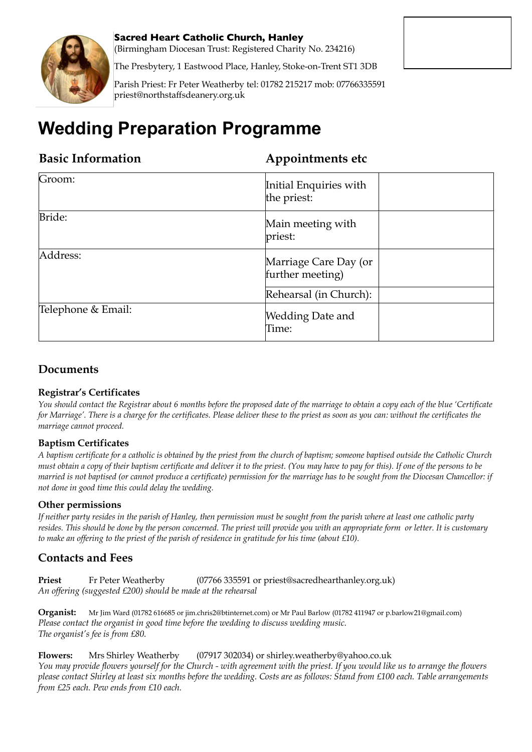**Sacred Heart Catholic Church, Hanley**
(Birmingham Diocesan Trust: Registered Charity No. 234216)

The Presbytery, 1 Eastwood Place, Hanley, Stoke-on-Trent ST1 3DB

Parish Priest: Fr Peter Weatherby tel: 01782 215217 mob: 07766335591
priest@northstaffsdeanery.org.uk

# Wedding Preparation Programme

| Basic Information | Appointments etc | |
|---|---|---|
| Groom: | Initial Enquiries with the priest: | |
| Bride: | Main meeting with priest: | |
| Address: | Marriage Care Day (or further meeting) | |
| | Rehearsal (in Church): | |
| Telephone & Email: | Wedding Date and Time: | |

## Documents

### Registrar's Certificates

*You should contact the Registrar about 6 months before the proposed date of the marriage to obtain a copy each of the blue 'Certificate for Marriage'. There is a charge for the certificates. Please deliver these to the priest as soon as you can: without the certificates the marriage cannot proceed.*

### Baptism Certificates

*A baptism certificate for a catholic is obtained by the priest from the church of baptism; someone baptised outside the Catholic Church must obtain a copy of their baptism certificate and deliver it to the priest. (You may have to pay for this). If one of the persons to be married is not baptised (or cannot produce a certificate) permission for the marriage has to be sought from the Diocesan Chancellor: if not done in good time this could delay the wedding.*

### Other permissions

*If neither party resides in the parish of Hanley, then permission must be sought from the parish where at least one catholic party resides. This should be done by the person concerned. The priest will provide you with an appropriate form or letter. It is customary to make an offering to the priest of the parish of residence in gratitude for his time (about £10).*

## Contacts and Fees

**Priest** Fr Peter Weatherby (07766 335591 or priest@sacredhearthanley.org.uk)
*An offering (suggested £200) should be made at the rehearsal*

**Organist:** Mr Jim Ward (01782 616685 or jim.chris2@btinternet.com) or Mr Paul Barlow (01782 411947 or p.barlow21@gmail.com)
*Please contact the organist in good time before the wedding to discuss wedding music.*
*The organist's fee is from £80.*

**Flowers:** Mrs Shirley Weatherby (07917 302034) or shirley.weatherby@yahoo.co.uk
*You may provide flowers yourself for the Church - with agreement with the priest. If you would like us to arrange the flowers please contact Shirley at least six months before the wedding. Costs are as follows: Stand from £100 each. Table arrangements from £25 each. Pew ends from £10 each.*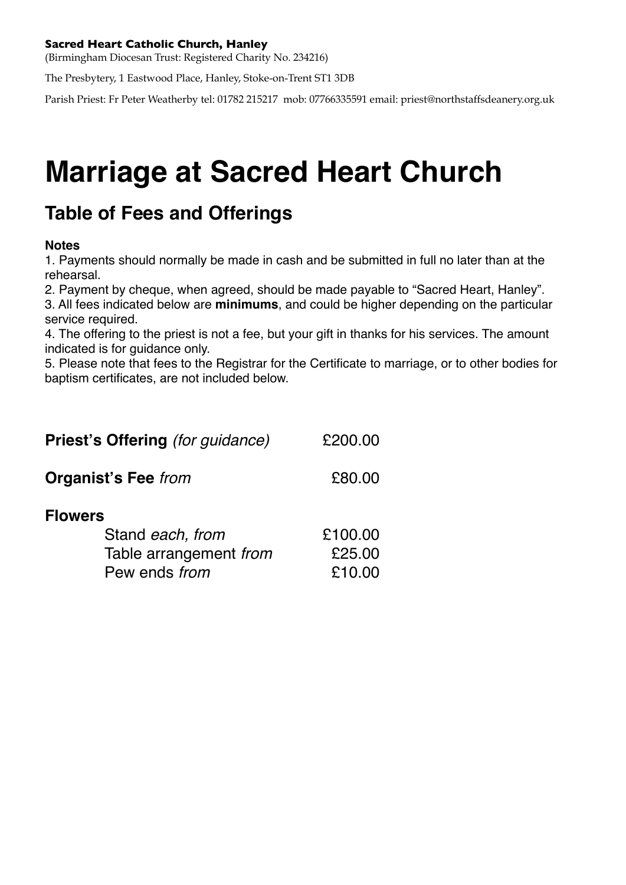**Sacred Heart Catholic Church, Hanley**
(Birmingham Diocesan Trust: Registered Charity No. 234216)

The Presbytery, 1 Eastwood Place, Hanley, Stoke-on-Trent ST1 3DB

Parish Priest: Fr Peter Weatherby tel: 01782 215217 mob: 07766335591 email: priest@northstaffsdeanery.org.uk

# Marriage at Sacred Heart Church

## Table of Fees and Offerings

**Notes**

1. Payments should normally be made in cash and be submitted in full no later than at the rehearsal.
2. Payment by cheque, when agreed, should be made payable to "Sacred Heart, Hanley".
3. All fees indicated below are **minimums**, and could be higher depending on the particular service required.
4. The offering to the priest is not a fee, but your gift in thanks for his services. The amount indicated is for guidance only.
5. Please note that fees to the Registrar for the Certificate to marriage, or to other bodies for baptism certificates, are not included below.

| | |
|---|---|
| **Priest's Offering** *(for guidance)* | £200.00 |
| **Organist's Fee** *from* | £80.00 |
| **Flowers** | |
| Stand *each, from* | £100.00 |
| Table arrangement *from* | £25.00 |
| Pew ends *from* | £10.00 |